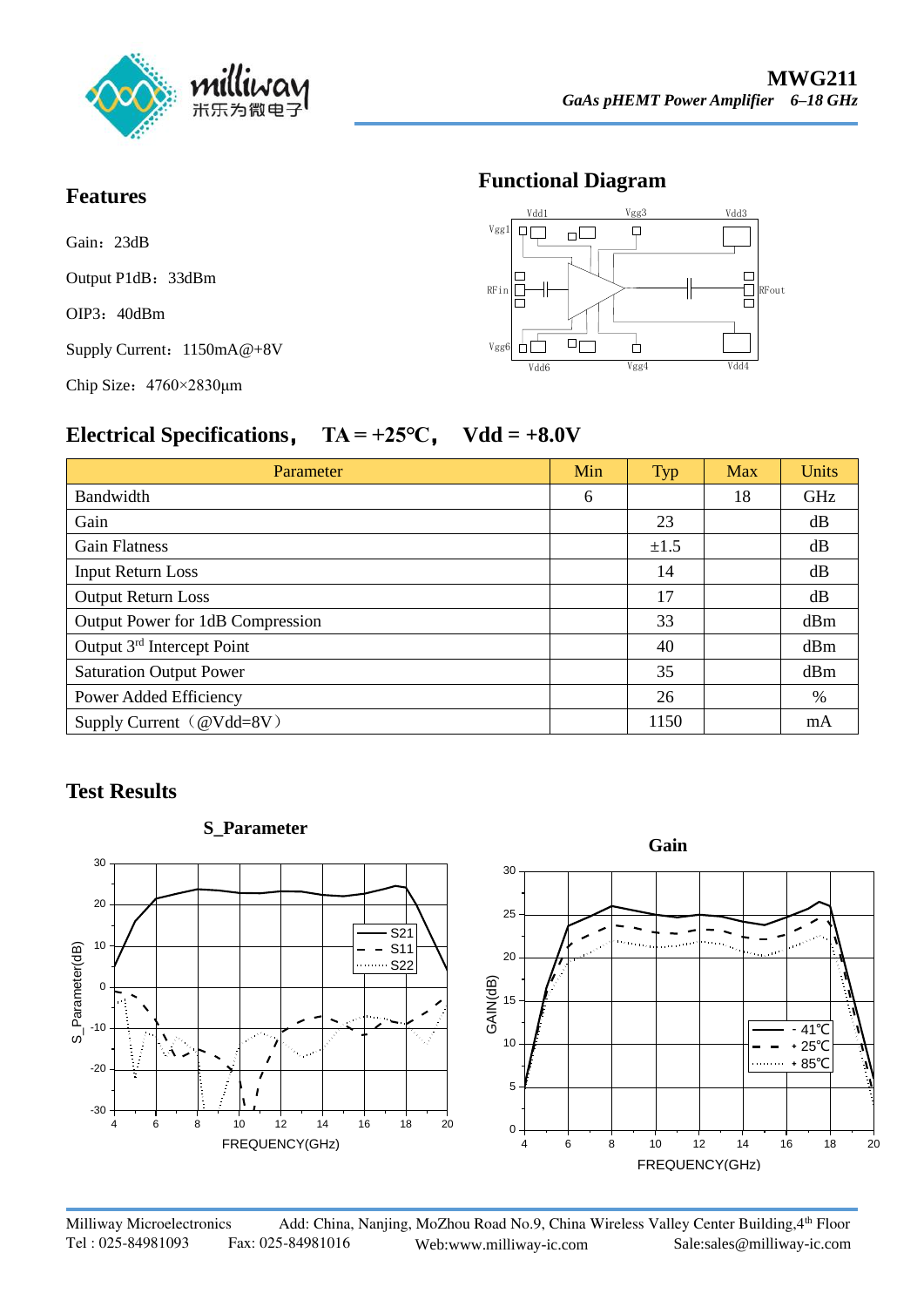**MWG211**

***GaAs pHEMT Power Amplifier 6–18 GHz***

## Features

Gain：23dB

Output P1dB：33dBm

OIP3：40dBm

Supply Current：1150mA@+8V

Chip Size：4760×2830μm

## Functional Diagram

## Electrical Specifications，TA = +25℃，Vdd = +8.0V

| Parameter | Min | Typ | Max | Units |
| --- | --- | --- | --- | --- |
| Bandwidth | 6 | | 18 | GHz |
| Gain | | 23 | | dB |
| Gain Flatness | | ±1.5 | | dB |
| Input Return Loss | | 14 | | dB |
| Output Return Loss | | 17 | | dB |
| Output Power for 1dB Compression | | 33 | | dBm |
| Output 3rd Intercept Point | | 40 | | dBm |
| Saturation Output Power | | 35 | | dBm |
| Power Added Efficiency | | 26 | | % |
| Supply Current（@Vdd=8V） | | 1150 | | mA |

## Test Results

**S_Parameter**

**Gain**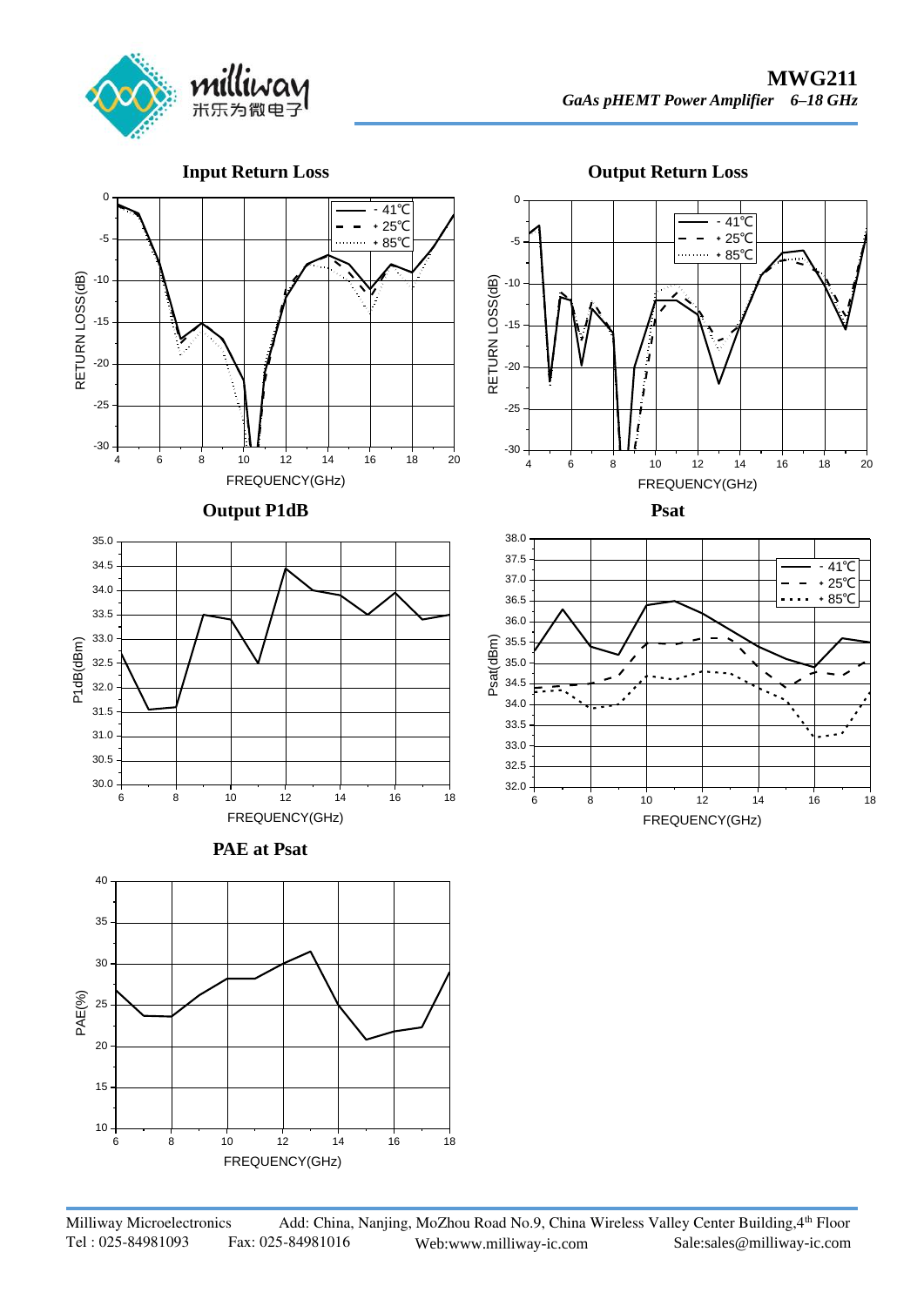## Input Return Loss

## Output Return Loss

## Output P1dB

## Psat

## PAE at Psat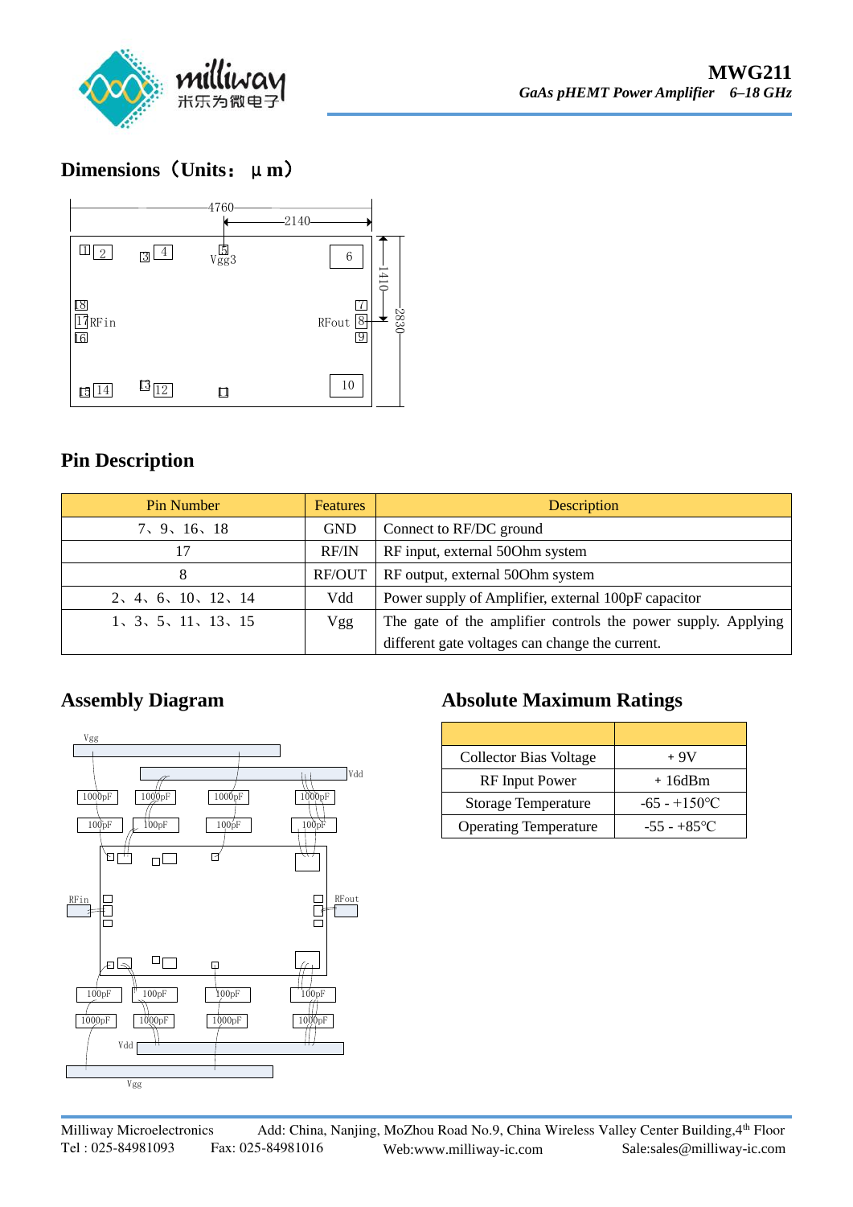## Dimensions（Units：μm）

4760
2140
1410
2830
Vgg3
RFin
RFout

## Pin Description

| Pin Number | Features | Description |
|---|---|---|
| 7、9、16、18 | GND | Connect to RF/DC ground |
| 17 | RF/IN | RF input, external 50Ohm system |
| 8 | RF/OUT | RF output, external 50Ohm system |
| 2、4、6、10、12、14 | Vdd | Power supply of Amplifier, external 100pF capacitor |
| 1、3、5、11、13、15 | Vgg | The gate of the amplifier controls the power supply. Applying different gate voltages can change the current. |

## Assembly Diagram

Vgg
Vdd
1000pF
100pF
RFin
RFout
Vdd
Vgg

## Absolute Maximum Ratings

| | |
|---|---|
| Collector Bias Voltage | + 9V |
| RF Input Power | + 16dBm |
| Storage Temperature | -65 - +150℃ |
| Operating Temperature | -55 - +85℃ |